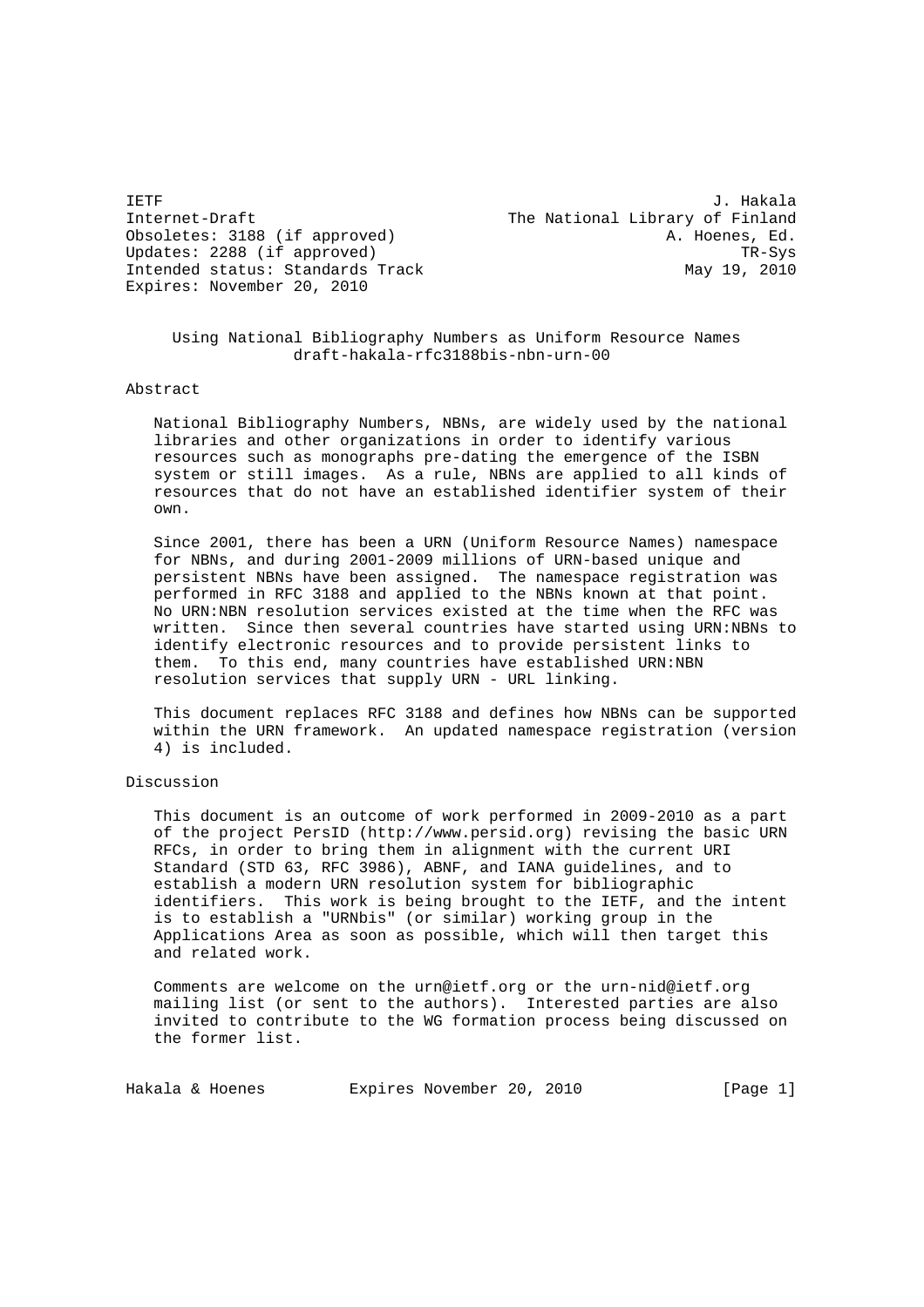IETF                                                           J. Hakala
Internet-Draft                          The National Library of Finland
Obsoletes: 3188 (if approved)                            A. Hoenes, Ed.
Updates: 2288 (if approved)                                      TR-Sys
Intended status: Standards Track                           May 19, 2010
Expires: November 20, 2010

# Using National Bibliography Numbers as Uniform Resource Names
draft-hakala-rfc3188bis-nbn-urn-00

## Abstract

National Bibliography Numbers, NBNs, are widely used by the national libraries and other organizations in order to identify various resources such as monographs pre-dating the emergence of the ISBN system or still images. As a rule, NBNs are applied to all kinds of resources that do not have an established identifier system of their own.

Since 2001, there has been a URN (Uniform Resource Names) namespace for NBNs, and during 2001-2009 millions of URN-based unique and persistent NBNs have been assigned. The namespace registration was performed in RFC 3188 and applied to the NBNs known at that point. No URN:NBN resolution services existed at the time when the RFC was written. Since then several countries have started using URN:NBNs to identify electronic resources and to provide persistent links to them. To this end, many countries have established URN:NBN resolution services that supply URN - URL linking.

This document replaces RFC 3188 and defines how NBNs can be supported within the URN framework. An updated namespace registration (version 4) is included.

## Discussion

This document is an outcome of work performed in 2009-2010 as a part of the project PersID (http://www.persid.org) revising the basic URN RFCs, in order to bring them in alignment with the current URI Standard (STD 63, RFC 3986), ABNF, and IANA guidelines, and to establish a modern URN resolution system for bibliographic identifiers. This work is being brought to the IETF, and the intent is to establish a "URNbis" (or similar) working group in the Applications Area as soon as possible, which will then target this and related work.

Comments are welcome on the urn@ietf.org or the urn-nid@ietf.org mailing list (or sent to the authors). Interested parties are also invited to contribute to the WG formation process being discussed on the former list.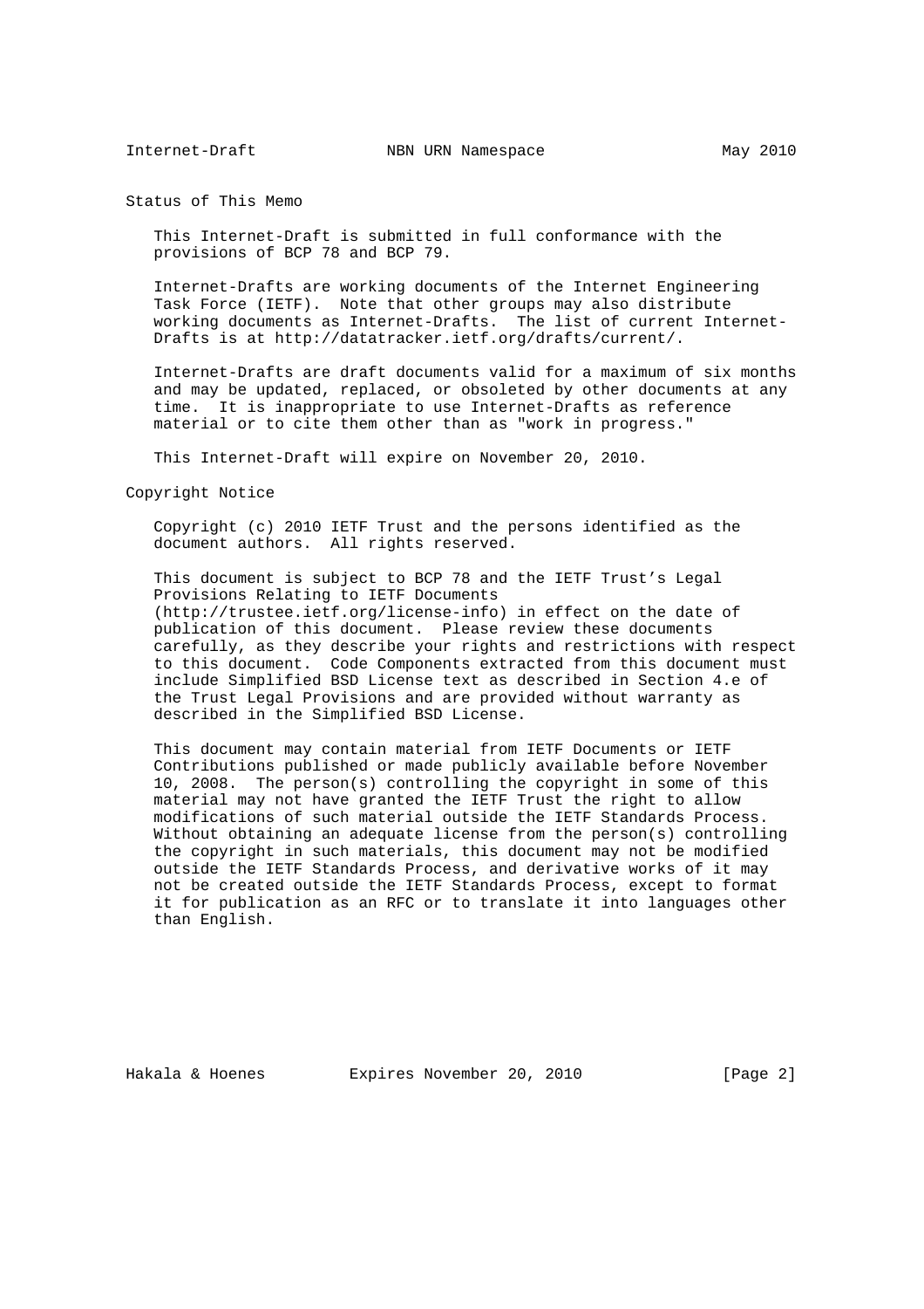## Status of This Memo

This Internet-Draft is submitted in full conformance with the provisions of BCP 78 and BCP 79.

Internet-Drafts are working documents of the Internet Engineering Task Force (IETF). Note that other groups may also distribute working documents as Internet-Drafts. The list of current Internet-Drafts is at http://datatracker.ietf.org/drafts/current/.

Internet-Drafts are draft documents valid for a maximum of six months and may be updated, replaced, or obsoleted by other documents at any time. It is inappropriate to use Internet-Drafts as reference material or to cite them other than as "work in progress."

This Internet-Draft will expire on November 20, 2010.

## Copyright Notice

Copyright (c) 2010 IETF Trust and the persons identified as the document authors. All rights reserved.

This document is subject to BCP 78 and the IETF Trust's Legal Provisions Relating to IETF Documents (http://trustee.ietf.org/license-info) in effect on the date of publication of this document. Please review these documents carefully, as they describe your rights and restrictions with respect to this document. Code Components extracted from this document must include Simplified BSD License text as described in Section 4.e of the Trust Legal Provisions and are provided without warranty as described in the Simplified BSD License.

This document may contain material from IETF Documents or IETF Contributions published or made publicly available before November 10, 2008. The person(s) controlling the copyright in some of this material may not have granted the IETF Trust the right to allow modifications of such material outside the IETF Standards Process. Without obtaining an adequate license from the person(s) controlling the copyright in such materials, this document may not be modified outside the IETF Standards Process, and derivative works of it may not be created outside the IETF Standards Process, except to format it for publication as an RFC or to translate it into languages other than English.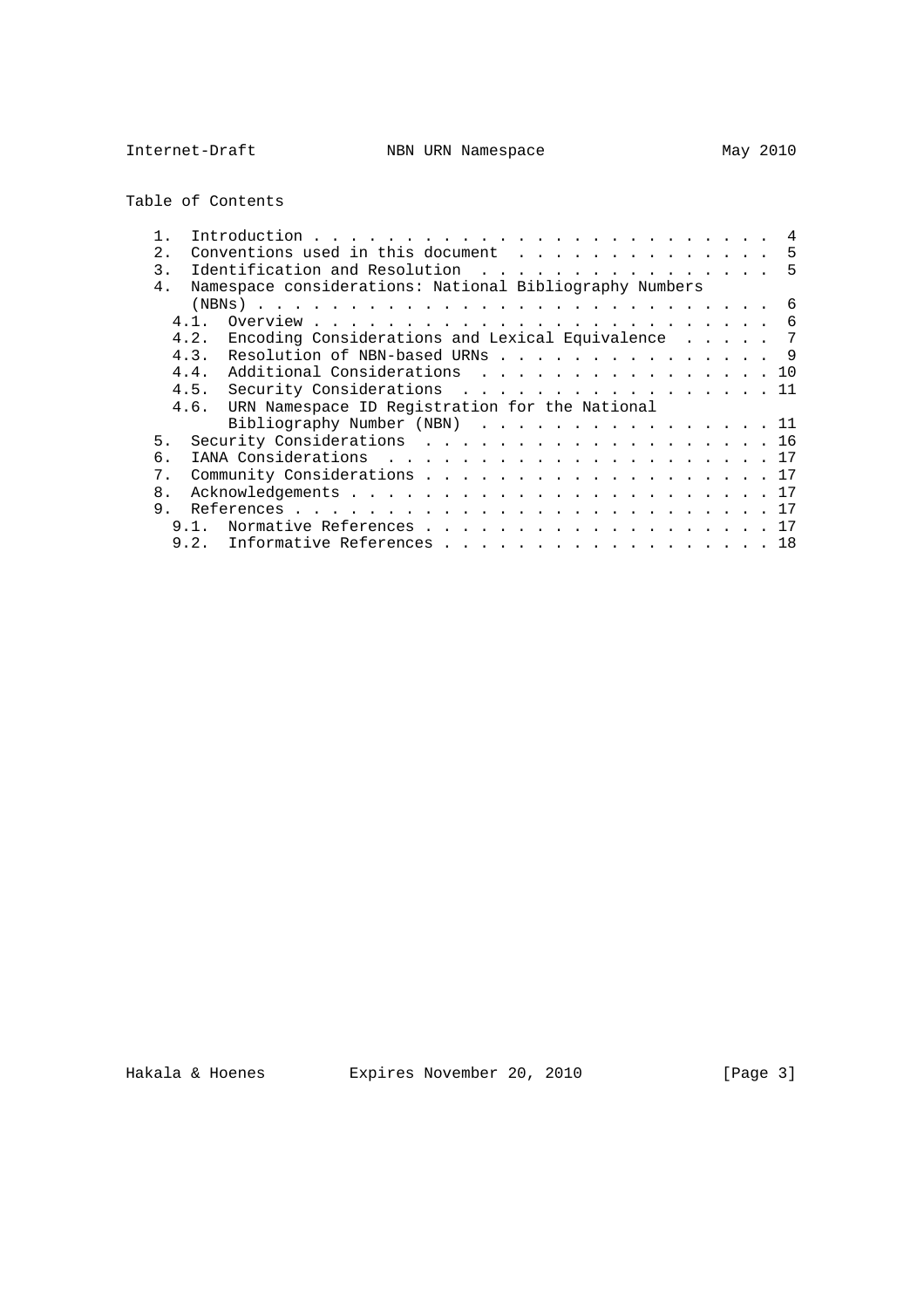Table of Contents

```
   1.  Introduction . . . . . . . . . . . . . . . . . . . . . . . . .  4
   2.  Conventions used in this document  . . . . . . . . . . . . . .  5
   3.  Identification and Resolution  . . . . . . . . . . . . . . . .  5
   4.  Namespace considerations: National Bibliography Numbers
       (NBNs) . . . . . . . . . . . . . . . . . . . . . . . . . . . .  6
     4.1.  Overview . . . . . . . . . . . . . . . . . . . . . . . . .  6
     4.2.  Encoding Considerations and Lexical Equivalence  . . . . .  7
     4.3.  Resolution of NBN-based URNs . . . . . . . . . . . . . . .  9
     4.4.  Additional Considerations  . . . . . . . . . . . . . . . . 10
     4.5.  Security Considerations  . . . . . . . . . . . . . . . . . 11
     4.6.  URN Namespace ID Registration for the National
           Bibliography Number (NBN)  . . . . . . . . . . . . . . . . 11
   5.  Security Considerations  . . . . . . . . . . . . . . . . . . . 16
   6.  IANA Considerations  . . . . . . . . . . . . . . . . . . . . . 17
   7.  Community Considerations . . . . . . . . . . . . . . . . . . . 17
   8.  Acknowledgements . . . . . . . . . . . . . . . . . . . . . . . 17
   9.  References . . . . . . . . . . . . . . . . . . . . . . . . . . 17
     9.1.  Normative References . . . . . . . . . . . . . . . . . . . 17
     9.2.  Informative References . . . . . . . . . . . . . . . . . . 18
```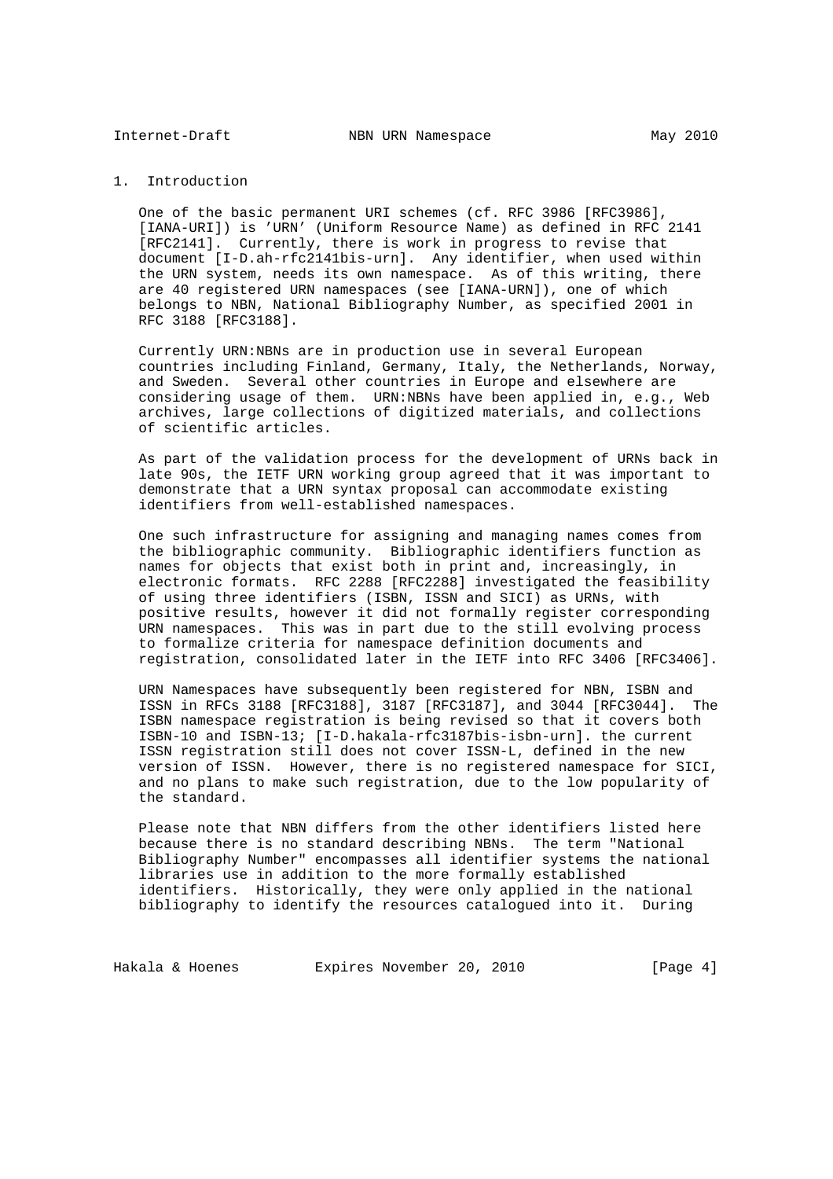## 1. Introduction

One of the basic permanent URI schemes (cf. RFC 3986 [RFC3986], [IANA-URI]) is 'URN' (Uniform Resource Name) as defined in RFC 2141 [RFC2141]. Currently, there is work in progress to revise that document [I-D.ah-rfc2141bis-urn]. Any identifier, when used within the URN system, needs its own namespace. As of this writing, there are 40 registered URN namespaces (see [IANA-URN]), one of which belongs to NBN, National Bibliography Number, as specified 2001 in RFC 3188 [RFC3188].

Currently URN:NBNs are in production use in several European countries including Finland, Germany, Italy, the Netherlands, Norway, and Sweden. Several other countries in Europe and elsewhere are considering usage of them. URN:NBNs have been applied in, e.g., Web archives, large collections of digitized materials, and collections of scientific articles.

As part of the validation process for the development of URNs back in late 90s, the IETF URN working group agreed that it was important to demonstrate that a URN syntax proposal can accommodate existing identifiers from well-established namespaces.

One such infrastructure for assigning and managing names comes from the bibliographic community. Bibliographic identifiers function as names for objects that exist both in print and, increasingly, in electronic formats. RFC 2288 [RFC2288] investigated the feasibility of using three identifiers (ISBN, ISSN and SICI) as URNs, with positive results, however it did not formally register corresponding URN namespaces. This was in part due to the still evolving process to formalize criteria for namespace definition documents and registration, consolidated later in the IETF into RFC 3406 [RFC3406].

URN Namespaces have subsequently been registered for NBN, ISBN and ISSN in RFCs 3188 [RFC3188], 3187 [RFC3187], and 3044 [RFC3044]. The ISBN namespace registration is being revised so that it covers both ISBN-10 and ISBN-13; [I-D.hakala-rfc3187bis-isbn-urn]. the current ISSN registration still does not cover ISSN-L, defined in the new version of ISSN. However, there is no registered namespace for SICI, and no plans to make such registration, due to the low popularity of the standard.

Please note that NBN differs from the other identifiers listed here because there is no standard describing NBNs. The term "National Bibliography Number" encompasses all identifier systems the national libraries use in addition to the more formally established identifiers. Historically, they were only applied in the national bibliography to identify the resources catalogued into it. During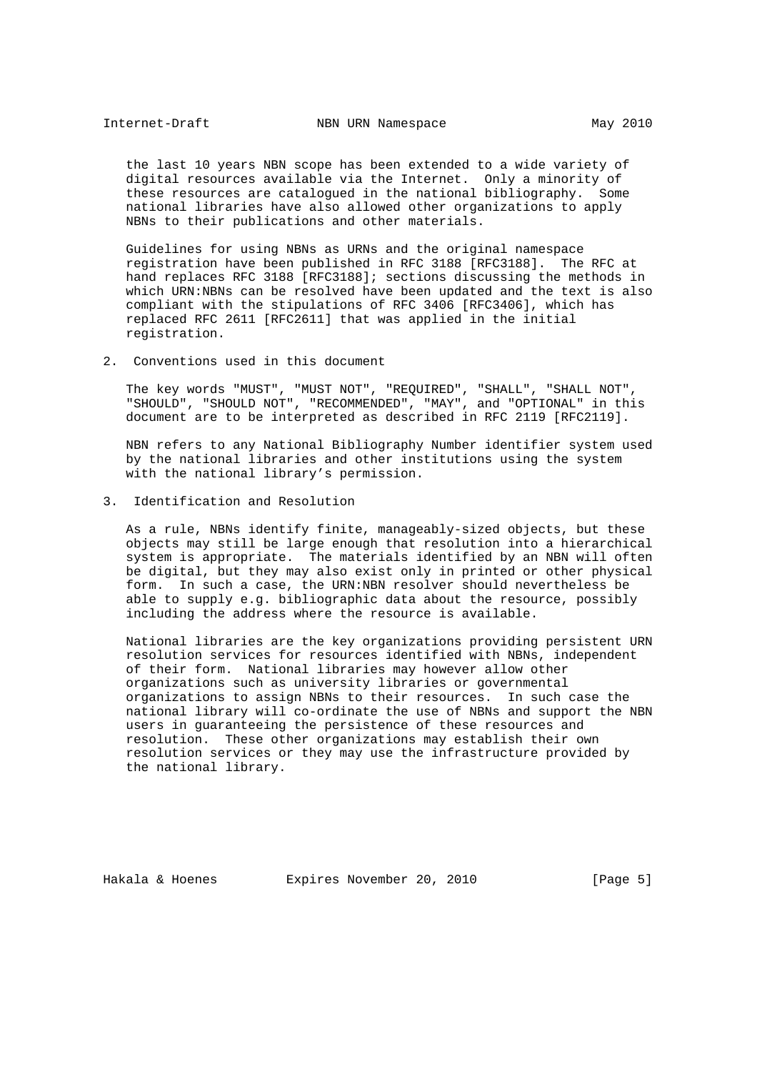the last 10 years NBN scope has been extended to a wide variety of digital resources available via the Internet. Only a minority of these resources are catalogued in the national bibliography. Some national libraries have also allowed other organizations to apply NBNs to their publications and other materials.

Guidelines for using NBNs as URNs and the original namespace registration have been published in RFC 3188 [RFC3188]. The RFC at hand replaces RFC 3188 [RFC3188]; sections discussing the methods in which URN:NBNs can be resolved have been updated and the text is also compliant with the stipulations of RFC 3406 [RFC3406], which has replaced RFC 2611 [RFC2611] that was applied in the initial registration.

## 2. Conventions used in this document

The key words "MUST", "MUST NOT", "REQUIRED", "SHALL", "SHALL NOT", "SHOULD", "SHOULD NOT", "RECOMMENDED", "MAY", and "OPTIONAL" in this document are to be interpreted as described in RFC 2119 [RFC2119].

NBN refers to any National Bibliography Number identifier system used by the national libraries and other institutions using the system with the national library's permission.

## 3. Identification and Resolution

As a rule, NBNs identify finite, manageably-sized objects, but these objects may still be large enough that resolution into a hierarchical system is appropriate. The materials identified by an NBN will often be digital, but they may also exist only in printed or other physical form. In such a case, the URN:NBN resolver should nevertheless be able to supply e.g. bibliographic data about the resource, possibly including the address where the resource is available.

National libraries are the key organizations providing persistent URN resolution services for resources identified with NBNs, independent of their form. National libraries may however allow other organizations such as university libraries or governmental organizations to assign NBNs to their resources. In such case the national library will co-ordinate the use of NBNs and support the NBN users in guaranteeing the persistence of these resources and resolution. These other organizations may establish their own resolution services or they may use the infrastructure provided by the national library.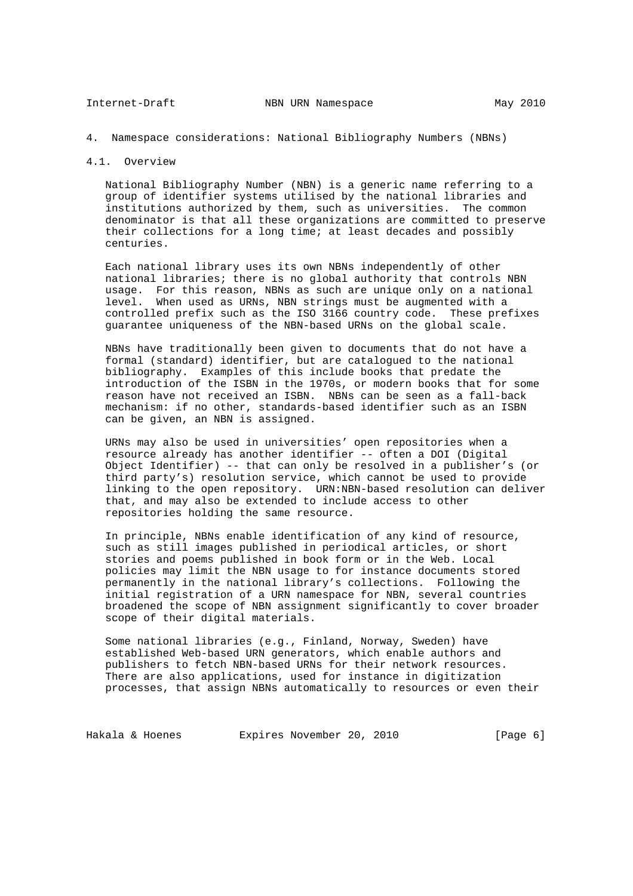# 4. Namespace considerations: National Bibliography Numbers (NBNs)

## 4.1. Overview

National Bibliography Number (NBN) is a generic name referring to a group of identifier systems utilised by the national libraries and institutions authorized by them, such as universities. The common denominator is that all these organizations are committed to preserve their collections for a long time; at least decades and possibly centuries.

Each national library uses its own NBNs independently of other national libraries; there is no global authority that controls NBN usage. For this reason, NBNs as such are unique only on a national level. When used as URNs, NBN strings must be augmented with a controlled prefix such as the ISO 3166 country code. These prefixes guarantee uniqueness of the NBN-based URNs on the global scale.

NBNs have traditionally been given to documents that do not have a formal (standard) identifier, but are catalogued to the national bibliography. Examples of this include books that predate the introduction of the ISBN in the 1970s, or modern books that for some reason have not received an ISBN. NBNs can be seen as a fall-back mechanism: if no other, standards-based identifier such as an ISBN can be given, an NBN is assigned.

URNs may also be used in universities' open repositories when a resource already has another identifier -- often a DOI (Digital Object Identifier) -- that can only be resolved in a publisher's (or third party's) resolution service, which cannot be used to provide linking to the open repository. URN:NBN-based resolution can deliver that, and may also be extended to include access to other repositories holding the same resource.

In principle, NBNs enable identification of any kind of resource, such as still images published in periodical articles, or short stories and poems published in book form or in the Web. Local policies may limit the NBN usage to for instance documents stored permanently in the national library's collections. Following the initial registration of a URN namespace for NBN, several countries broadened the scope of NBN assignment significantly to cover broader scope of their digital materials.

Some national libraries (e.g., Finland, Norway, Sweden) have established Web-based URN generators, which enable authors and publishers to fetch NBN-based URNs for their network resources. There are also applications, used for instance in digitization processes, that assign NBNs automatically to resources or even their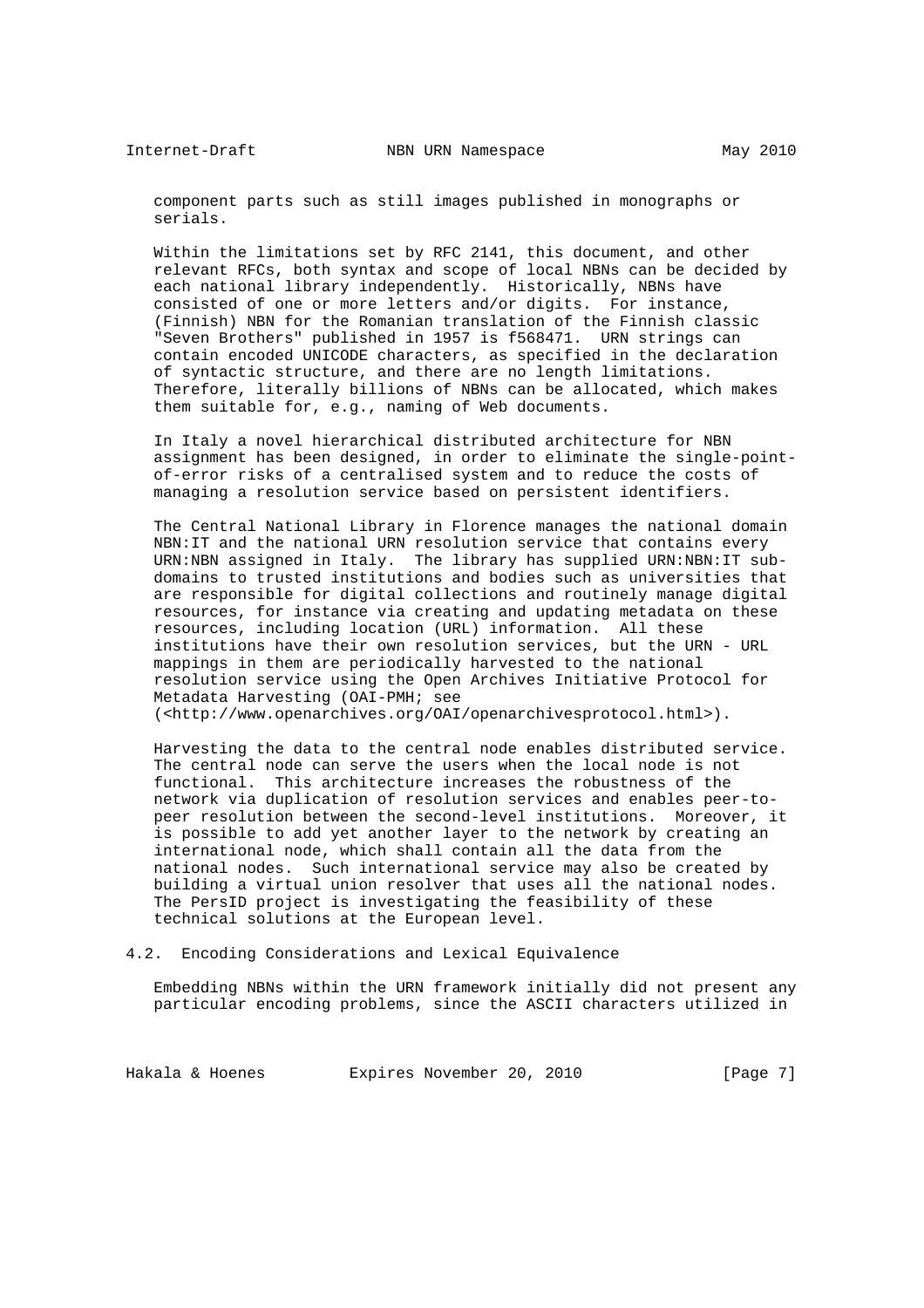component parts such as still images published in monographs or serials.

Within the limitations set by RFC 2141, this document, and other relevant RFCs, both syntax and scope of local NBNs can be decided by each national library independently. Historically, NBNs have consisted of one or more letters and/or digits. For instance, (Finnish) NBN for the Romanian translation of the Finnish classic "Seven Brothers" published in 1957 is f568471. URN strings can contain encoded UNICODE characters, as specified in the declaration of syntactic structure, and there are no length limitations. Therefore, literally billions of NBNs can be allocated, which makes them suitable for, e.g., naming of Web documents.

In Italy a novel hierarchical distributed architecture for NBN assignment has been designed, in order to eliminate the single-point-of-error risks of a centralised system and to reduce the costs of managing a resolution service based on persistent identifiers.

The Central National Library in Florence manages the national domain NBN:IT and the national URN resolution service that contains every URN:NBN assigned in Italy. The library has supplied URN:NBN:IT sub-domains to trusted institutions and bodies such as universities that are responsible for digital collections and routinely manage digital resources, for instance via creating and updating metadata on these resources, including location (URL) information. All these institutions have their own resolution services, but the URN - URL mappings in them are periodically harvested to the national resolution service using the Open Archives Initiative Protocol for Metadata Harvesting (OAI-PMH; see (<http://www.openarchives.org/OAI/openarchivesprotocol.html>).

Harvesting the data to the central node enables distributed service. The central node can serve the users when the local node is not functional. This architecture increases the robustness of the network via duplication of resolution services and enables peer-to-peer resolution between the second-level institutions. Moreover, it is possible to add yet another layer to the network by creating an international node, which shall contain all the data from the national nodes. Such international service may also be created by building a virtual union resolver that uses all the national nodes. The PersID project is investigating the feasibility of these technical solutions at the European level.

## 4.2. Encoding Considerations and Lexical Equivalence

Embedding NBNs within the URN framework initially did not present any particular encoding problems, since the ASCII characters utilized in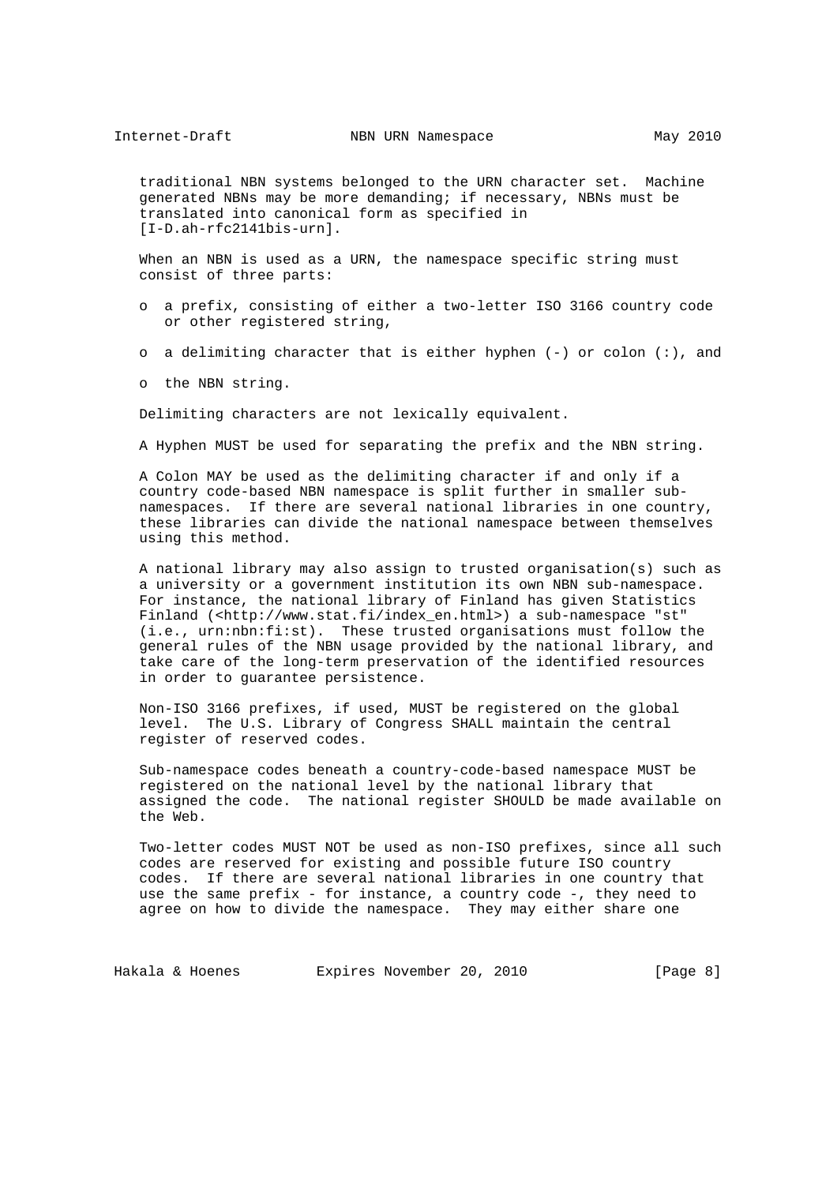traditional NBN systems belonged to the URN character set. Machine generated NBNs may be more demanding; if necessary, NBNs must be translated into canonical form as specified in [I-D.ah-rfc2141bis-urn].

When an NBN is used as a URN, the namespace specific string must consist of three parts:

- a prefix, consisting of either a two-letter ISO 3166 country code or other registered string,
- a delimiting character that is either hyphen (-) or colon (:), and
- the NBN string.

Delimiting characters are not lexically equivalent.

A Hyphen MUST be used for separating the prefix and the NBN string.

A Colon MAY be used as the delimiting character if and only if a country code-based NBN namespace is split further in smaller sub-namespaces. If there are several national libraries in one country, these libraries can divide the national namespace between themselves using this method.

A national library may also assign to trusted organisation(s) such as a university or a government institution its own NBN sub-namespace. For instance, the national library of Finland has given Statistics Finland (<http://www.stat.fi/index_en.html>) a sub-namespace "st" (i.e., urn:nbn:fi:st). These trusted organisations must follow the general rules of the NBN usage provided by the national library, and take care of the long-term preservation of the identified resources in order to guarantee persistence.

Non-ISO 3166 prefixes, if used, MUST be registered on the global level. The U.S. Library of Congress SHALL maintain the central register of reserved codes.

Sub-namespace codes beneath a country-code-based namespace MUST be registered on the national level by the national library that assigned the code. The national register SHOULD be made available on the Web.

Two-letter codes MUST NOT be used as non-ISO prefixes, since all such codes are reserved for existing and possible future ISO country codes. If there are several national libraries in one country that use the same prefix - for instance, a country code -, they need to agree on how to divide the namespace. They may either share one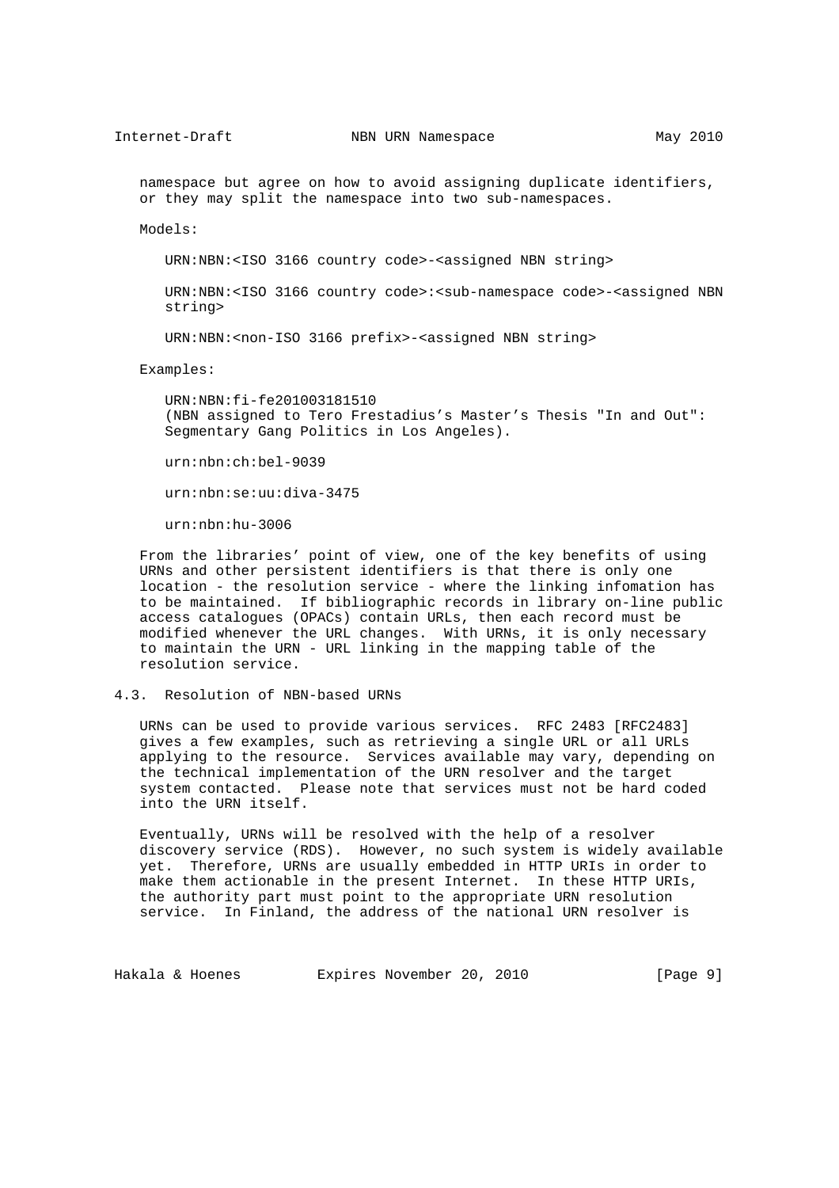namespace but agree on how to avoid assigning duplicate identifiers, or they may split the namespace into two sub-namespaces.

Models:

```
URN:NBN:<ISO 3166 country code>-<assigned NBN string>

URN:NBN:<ISO 3166 country code>:<sub-namespace code>-<assigned NBN
string>

URN:NBN:<non-ISO 3166 prefix>-<assigned NBN string>
```

Examples:

```
URN:NBN:fi-fe201003181510
(NBN assigned to Tero Frestadius's Master's Thesis "In and Out":
Segmentary Gang Politics in Los Angeles).

urn:nbn:ch:bel-9039

urn:nbn:se:uu:diva-3475

urn:nbn:hu-3006
```

From the libraries' point of view, one of the key benefits of using URNs and other persistent identifiers is that there is only one location - the resolution service - where the linking infomation has to be maintained. If bibliographic records in library on-line public access catalogues (OPACs) contain URLs, then each record must be modified whenever the URL changes. With URNs, it is only necessary to maintain the URN - URL linking in the mapping table of the resolution service.

## 4.3. Resolution of NBN-based URNs

URNs can be used to provide various services. RFC 2483 [RFC2483] gives a few examples, such as retrieving a single URL or all URLs applying to the resource. Services available may vary, depending on the technical implementation of the URN resolver and the target system contacted. Please note that services must not be hard coded into the URN itself.

Eventually, URNs will be resolved with the help of a resolver discovery service (RDS). However, no such system is widely available yet. Therefore, URNs are usually embedded in HTTP URIs in order to make them actionable in the present Internet. In these HTTP URIs, the authority part must point to the appropriate URN resolution service. In Finland, the address of the national URN resolver is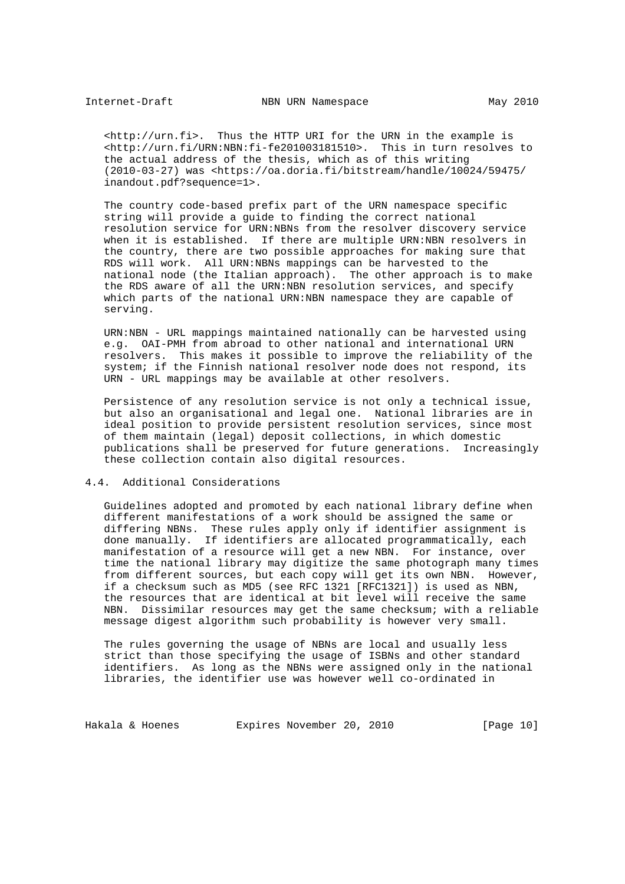<http://urn.fi>. Thus the HTTP URI for the URN in the example is <http://urn.fi/URN:NBN:fi-fe201003181510>. This in turn resolves to the actual address of the thesis, which as of this writing (2010-03-27) was <https://oa.doria.fi/bitstream/handle/10024/59475/inandout.pdf?sequence=1>.

The country code-based prefix part of the URN namespace specific string will provide a guide to finding the correct national resolution service for URN:NBNs from the resolver discovery service when it is established. If there are multiple URN:NBN resolvers in the country, there are two possible approaches for making sure that RDS will work. All URN:NBNs mappings can be harvested to the national node (the Italian approach). The other approach is to make the RDS aware of all the URN:NBN resolution services, and specify which parts of the national URN:NBN namespace they are capable of serving.

URN:NBN - URL mappings maintained nationally can be harvested using e.g. OAI-PMH from abroad to other national and international URN resolvers. This makes it possible to improve the reliability of the system; if the Finnish national resolver node does not respond, its URN - URL mappings may be available at other resolvers.

Persistence of any resolution service is not only a technical issue, but also an organisational and legal one. National libraries are in ideal position to provide persistent resolution services, since most of them maintain (legal) deposit collections, in which domestic publications shall be preserved for future generations. Increasingly these collection contain also digital resources.

## 4.4. Additional Considerations

Guidelines adopted and promoted by each national library define when different manifestations of a work should be assigned the same or differing NBNs. These rules apply only if identifier assignment is done manually. If identifiers are allocated programmatically, each manifestation of a resource will get a new NBN. For instance, over time the national library may digitize the same photograph many times from different sources, but each copy will get its own NBN. However, if a checksum such as MD5 (see RFC 1321 [RFC1321]) is used as NBN, the resources that are identical at bit level will receive the same NBN. Dissimilar resources may get the same checksum; with a reliable message digest algorithm such probability is however very small.

The rules governing the usage of NBNs are local and usually less strict than those specifying the usage of ISBNs and other standard identifiers. As long as the NBNs were assigned only in the national libraries, the identifier use was however well co-ordinated in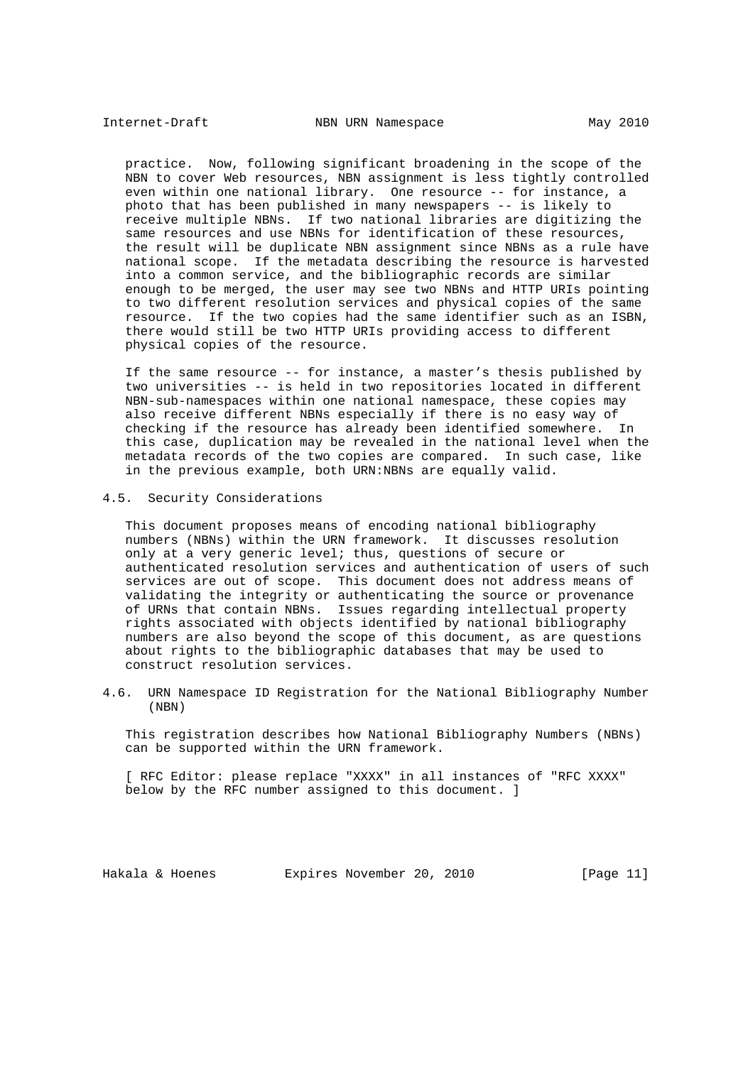practice. Now, following significant broadening in the scope of the NBN to cover Web resources, NBN assignment is less tightly controlled even within one national library. One resource -- for instance, a photo that has been published in many newspapers -- is likely to receive multiple NBNs. If two national libraries are digitizing the same resources and use NBNs for identification of these resources, the result will be duplicate NBN assignment since NBNs as a rule have national scope. If the metadata describing the resource is harvested into a common service, and the bibliographic records are similar enough to be merged, the user may see two NBNs and HTTP URIs pointing to two different resolution services and physical copies of the same resource. If the two copies had the same identifier such as an ISBN, there would still be two HTTP URIs providing access to different physical copies of the resource.

If the same resource -- for instance, a master’s thesis published by two universities -- is held in two repositories located in different NBN-sub-namespaces within one national namespace, these copies may also receive different NBNs especially if there is no easy way of checking if the resource has already been identified somewhere. In this case, duplication may be revealed in the national level when the metadata records of the two copies are compared. In such case, like in the previous example, both URN:NBNs are equally valid.

### 4.5. Security Considerations

This document proposes means of encoding national bibliography numbers (NBNs) within the URN framework. It discusses resolution only at a very generic level; thus, questions of secure or authenticated resolution services and authentication of users of such services are out of scope. This document does not address means of validating the integrity or authenticating the source or provenance of URNs that contain NBNs. Issues regarding intellectual property rights associated with objects identified by national bibliography numbers are also beyond the scope of this document, as are questions about rights to the bibliographic databases that may be used to construct resolution services.

### 4.6. URN Namespace ID Registration for the National Bibliography Number (NBN)

This registration describes how National Bibliography Numbers (NBNs) can be supported within the URN framework.

[ RFC Editor: please replace "XXXX" in all instances of "RFC XXXX" below by the RFC number assigned to this document. ]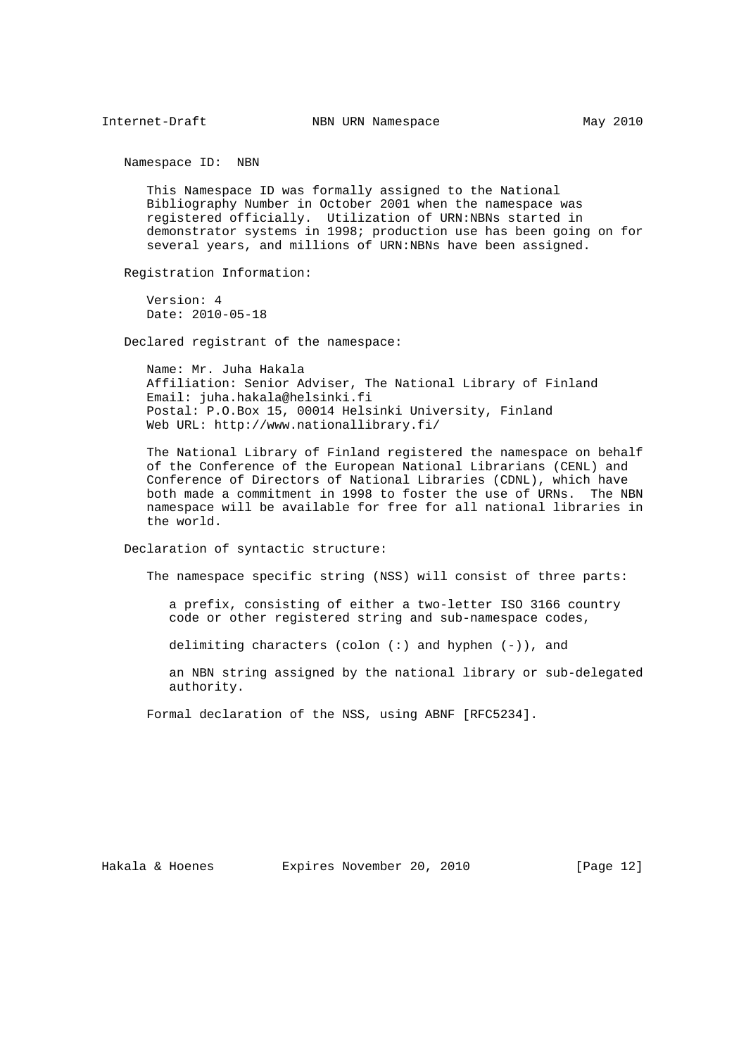Namespace ID: NBN

This Namespace ID was formally assigned to the National Bibliography Number in October 2001 when the namespace was registered officially. Utilization of URN:NBNs started in demonstrator systems in 1998; production use has been going on for several years, and millions of URN:NBNs have been assigned.

Registration Information:

Version: 4
Date: 2010-05-18

Declared registrant of the namespace:

Name: Mr. Juha Hakala
Affiliation: Senior Adviser, The National Library of Finland
Email: juha.hakala@helsinki.fi
Postal: P.O.Box 15, 00014 Helsinki University, Finland
Web URL: http://www.nationallibrary.fi/

The National Library of Finland registered the namespace on behalf of the Conference of the European National Librarians (CENL) and Conference of Directors of National Libraries (CDNL), which have both made a commitment in 1998 to foster the use of URNs. The NBN namespace will be available for free for all national libraries in the world.

Declaration of syntactic structure:

The namespace specific string (NSS) will consist of three parts:

a prefix, consisting of either a two-letter ISO 3166 country code or other registered string and sub-namespace codes,

delimiting characters (colon (:) and hyphen (-)), and

an NBN string assigned by the national library or sub-delegated authority.

Formal declaration of the NSS, using ABNF [RFC5234].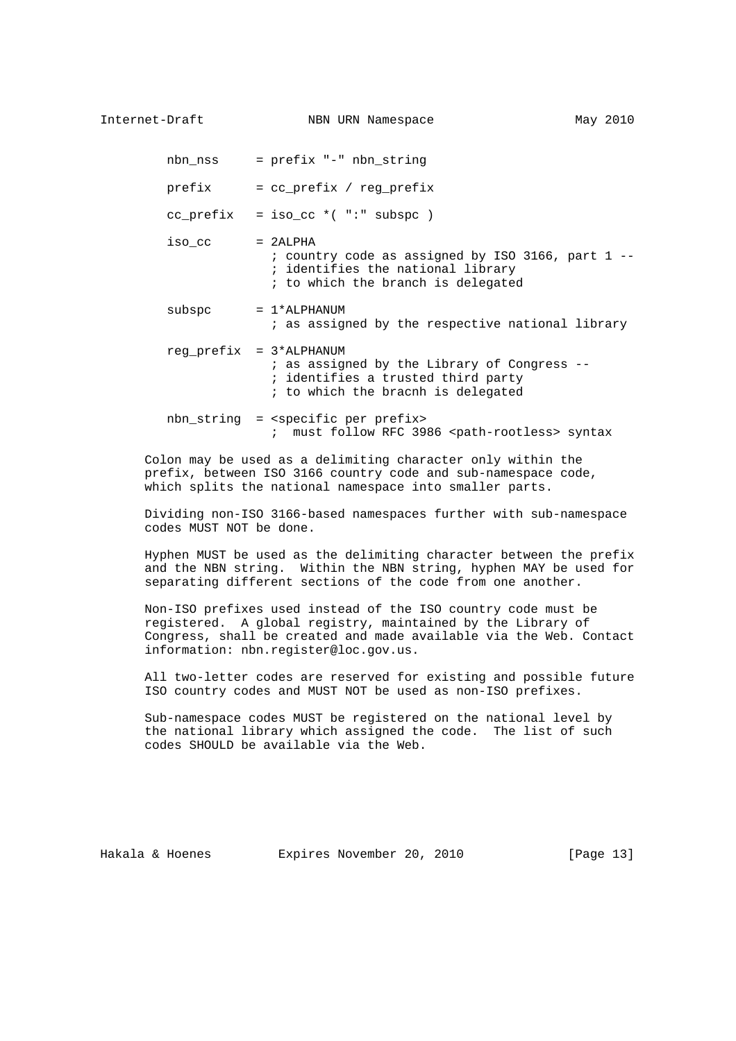```
   nbn_nss     = prefix "-" nbn_string

   prefix      = cc_prefix / reg_prefix

   cc_prefix   = iso_cc *( ":" subspc )

   iso_cc      = 2ALPHA
                 ; country code as assigned by ISO 3166, part 1 --
                 ; identifies the national library
                 ; to which the branch is delegated

   subspc      = 1*ALPHANUM
                 ; as assigned by the respective national library

   reg_prefix  = 3*ALPHANUM
                 ; as assigned by the Library of Congress --
                 ; identifies a trusted third party
                 ; to which the bracnh is delegated

   nbn_string  = <specific per prefix>
                 ;  must follow RFC 3986 <path-rootless> syntax
```

Colon may be used as a delimiting character only within the prefix, between ISO 3166 country code and sub-namespace code, which splits the national namespace into smaller parts.

Dividing non-ISO 3166-based namespaces further with sub-namespace codes MUST NOT be done.

Hyphen MUST be used as the delimiting character between the prefix and the NBN string. Within the NBN string, hyphen MAY be used for separating different sections of the code from one another.

Non-ISO prefixes used instead of the ISO country code must be registered. A global registry, maintained by the Library of Congress, shall be created and made available via the Web. Contact information: nbn.register@loc.gov.us.

All two-letter codes are reserved for existing and possible future ISO country codes and MUST NOT be used as non-ISO prefixes.

Sub-namespace codes MUST be registered on the national level by the national library which assigned the code. The list of such codes SHOULD be available via the Web.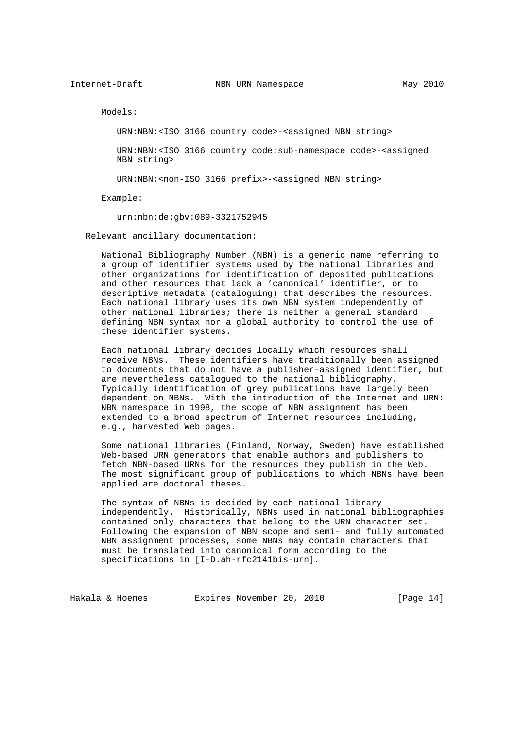Models:

```
URN:NBN:<ISO 3166 country code>-<assigned NBN string>

URN:NBN:<ISO 3166 country code:sub-namespace code>-<assigned
NBN string>

URN:NBN:<non-ISO 3166 prefix>-<assigned NBN string>
```

Example:

```
urn:nbn:de:gbv:089-3321752945
```

Relevant ancillary documentation:

National Bibliography Number (NBN) is a generic name referring to a group of identifier systems used by the national libraries and other organizations for identification of deposited publications and other resources that lack a 'canonical' identifier, or to descriptive metadata (cataloguing) that describes the resources. Each national library uses its own NBN system independently of other national libraries; there is neither a general standard defining NBN syntax nor a global authority to control the use of these identifier systems.

Each national library decides locally which resources shall receive NBNs. These identifiers have traditionally been assigned to documents that do not have a publisher-assigned identifier, but are nevertheless catalogued to the national bibliography. Typically identification of grey publications have largely been dependent on NBNs. With the introduction of the Internet and URN: NBN namespace in 1998, the scope of NBN assignment has been extended to a broad spectrum of Internet resources including, e.g., harvested Web pages.

Some national libraries (Finland, Norway, Sweden) have established Web-based URN generators that enable authors and publishers to fetch NBN-based URNs for the resources they publish in the Web. The most significant group of publications to which NBNs have been applied are doctoral theses.

The syntax of NBNs is decided by each national library independently. Historically, NBNs used in national bibliographies contained only characters that belong to the URN character set. Following the expansion of NBN scope and semi- and fully automated NBN assignment processes, some NBNs may contain characters that must be translated into canonical form according to the specifications in [I-D.ah-rfc2141bis-urn].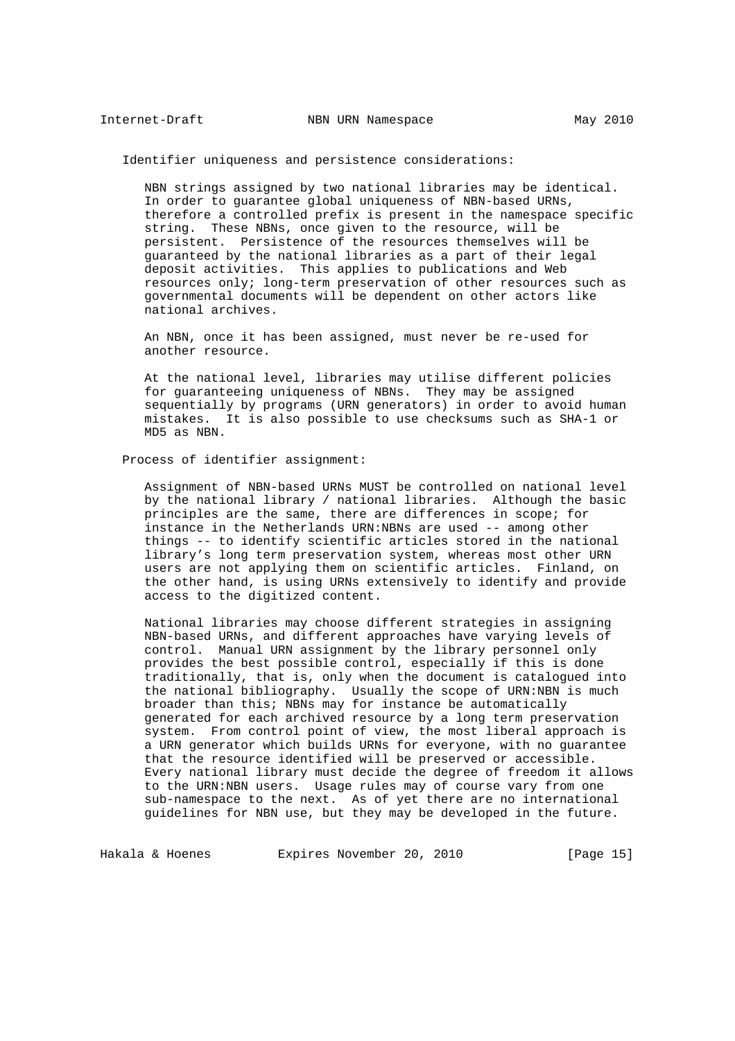Identifier uniqueness and persistence considerations:

NBN strings assigned by two national libraries may be identical. In order to guarantee global uniqueness of NBN-based URNs, therefore a controlled prefix is present in the namespace specific string. These NBNs, once given to the resource, will be persistent. Persistence of the resources themselves will be guaranteed by the national libraries as a part of their legal deposit activities. This applies to publications and Web resources only; long-term preservation of other resources such as governmental documents will be dependent on other actors like national archives.

An NBN, once it has been assigned, must never be re-used for another resource.

At the national level, libraries may utilise different policies for guaranteeing uniqueness of NBNs. They may be assigned sequentially by programs (URN generators) in order to avoid human mistakes. It is also possible to use checksums such as SHA-1 or MD5 as NBN.

Process of identifier assignment:

Assignment of NBN-based URNs MUST be controlled on national level by the national library / national libraries. Although the basic principles are the same, there are differences in scope; for instance in the Netherlands URN:NBNs are used -- among other things -- to identify scientific articles stored in the national library’s long term preservation system, whereas most other URN users are not applying them on scientific articles. Finland, on the other hand, is using URNs extensively to identify and provide access to the digitized content.

National libraries may choose different strategies in assigning NBN-based URNs, and different approaches have varying levels of control. Manual URN assignment by the library personnel only provides the best possible control, especially if this is done traditionally, that is, only when the document is catalogued into the national bibliography. Usually the scope of URN:NBN is much broader than this; NBNs may for instance be automatically generated for each archived resource by a long term preservation system. From control point of view, the most liberal approach is a URN generator which builds URNs for everyone, with no guarantee that the resource identified will be preserved or accessible. Every national library must decide the degree of freedom it allows to the URN:NBN users. Usage rules may of course vary from one sub-namespace to the next. As of yet there are no international guidelines for NBN use, but they may be developed in the future.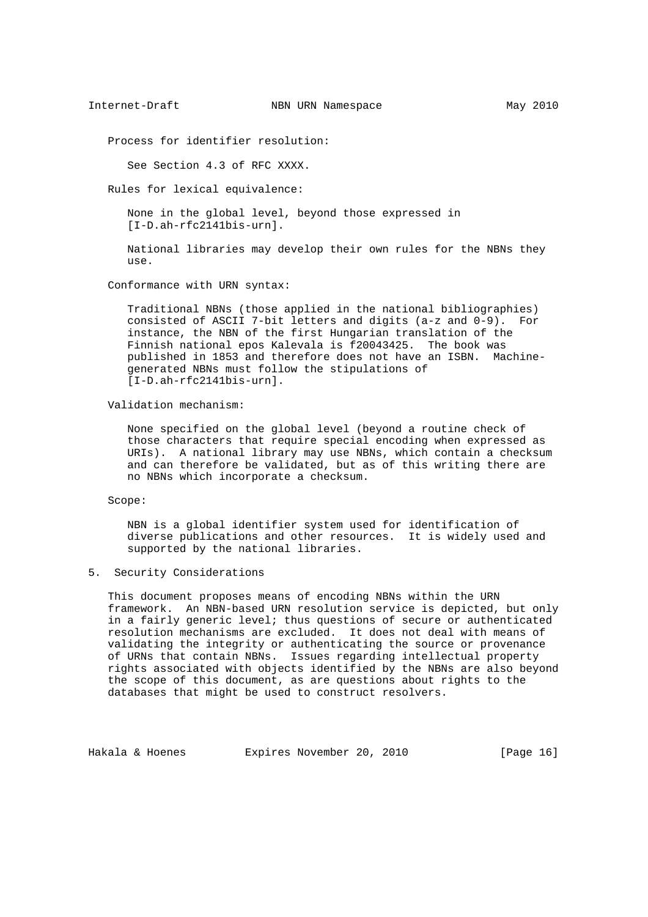Process for identifier resolution:

See Section 4.3 of RFC XXXX.

Rules for lexical equivalence:

None in the global level, beyond those expressed in [I-D.ah-rfc2141bis-urn].

National libraries may develop their own rules for the NBNs they use.

Conformance with URN syntax:

Traditional NBNs (those applied in the national bibliographies) consisted of ASCII 7-bit letters and digits (a-z and 0-9). For instance, the NBN of the first Hungarian translation of the Finnish national epos Kalevala is f20043425. The book was published in 1853 and therefore does not have an ISBN. Machine-generated NBNs must follow the stipulations of [I-D.ah-rfc2141bis-urn].

Validation mechanism:

None specified on the global level (beyond a routine check of those characters that require special encoding when expressed as URIs). A national library may use NBNs, which contain a checksum and can therefore be validated, but as of this writing there are no NBNs which incorporate a checksum.

Scope:

NBN is a global identifier system used for identification of diverse publications and other resources. It is widely used and supported by the national libraries.

## 5. Security Considerations

This document proposes means of encoding NBNs within the URN framework. An NBN-based URN resolution service is depicted, but only in a fairly generic level; thus questions of secure or authenticated resolution mechanisms are excluded. It does not deal with means of validating the integrity or authenticating the source or provenance of URNs that contain NBNs. Issues regarding intellectual property rights associated with objects identified by the NBNs are also beyond the scope of this document, as are questions about rights to the databases that might be used to construct resolvers.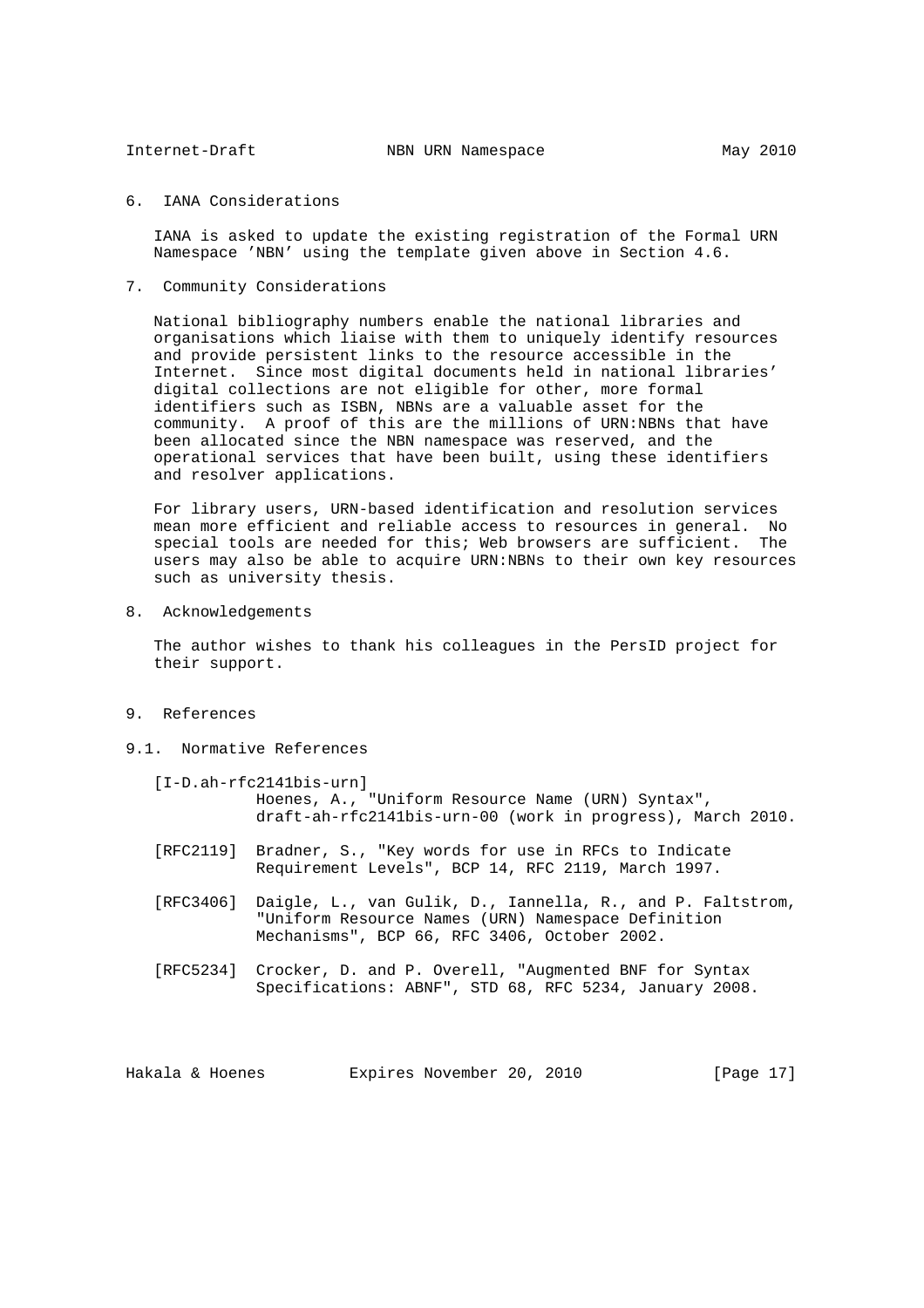## 6. IANA Considerations

IANA is asked to update the existing registration of the Formal URN Namespace 'NBN' using the template given above in Section 4.6.

## 7. Community Considerations

National bibliography numbers enable the national libraries and organisations which liaise with them to uniquely identify resources and provide persistent links to the resource accessible in the Internet. Since most digital documents held in national libraries' digital collections are not eligible for other, more formal identifiers such as ISBN, NBNs are a valuable asset for the community. A proof of this are the millions of URN:NBNs that have been allocated since the NBN namespace was reserved, and the operational services that have been built, using these identifiers and resolver applications.

For library users, URN-based identification and resolution services mean more efficient and reliable access to resources in general. No special tools are needed for this; Web browsers are sufficient. The users may also be able to acquire URN:NBNs to their own key resources such as university thesis.

## 8. Acknowledgements

The author wishes to thank his colleagues in the PersID project for their support.

## 9. References

### 9.1. Normative References

[I-D.ah-rfc2141bis-urn]
Hoenes, A., "Uniform Resource Name (URN) Syntax", draft-ah-rfc2141bis-urn-00 (work in progress), March 2010.

[RFC2119] Bradner, S., "Key words for use in RFCs to Indicate Requirement Levels", BCP 14, RFC 2119, March 1997.

[RFC3406] Daigle, L., van Gulik, D., Iannella, R., and P. Faltstrom, "Uniform Resource Names (URN) Namespace Definition Mechanisms", BCP 66, RFC 3406, October 2002.

[RFC5234] Crocker, D. and P. Overell, "Augmented BNF for Syntax Specifications: ABNF", STD 68, RFC 5234, January 2008.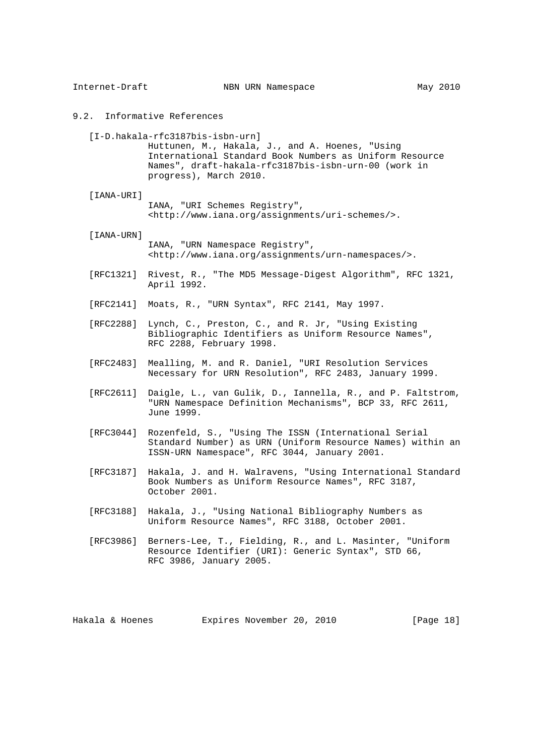### 9.2. Informative References

[I-D.hakala-rfc3187bis-isbn-urn]
Huttunen, M., Hakala, J., and A. Hoenes, "Using International Standard Book Numbers as Uniform Resource Names", draft-hakala-rfc3187bis-isbn-urn-00 (work in progress), March 2010.

[IANA-URI]
IANA, "URI Schemes Registry", <http://www.iana.org/assignments/uri-schemes/>.

[IANA-URN]
IANA, "URN Namespace Registry", <http://www.iana.org/assignments/urn-namespaces/>.

[RFC1321] Rivest, R., "The MD5 Message-Digest Algorithm", RFC 1321, April 1992.

[RFC2141] Moats, R., "URN Syntax", RFC 2141, May 1997.

[RFC2288] Lynch, C., Preston, C., and R. Jr, "Using Existing Bibliographic Identifiers as Uniform Resource Names", RFC 2288, February 1998.

[RFC2483] Mealling, M. and R. Daniel, "URI Resolution Services Necessary for URN Resolution", RFC 2483, January 1999.

[RFC2611] Daigle, L., van Gulik, D., Iannella, R., and P. Faltstrom, "URN Namespace Definition Mechanisms", BCP 33, RFC 2611, June 1999.

[RFC3044] Rozenfeld, S., "Using The ISSN (International Serial Standard Number) as URN (Uniform Resource Names) within an ISSN-URN Namespace", RFC 3044, January 2001.

[RFC3187] Hakala, J. and H. Walravens, "Using International Standard Book Numbers as Uniform Resource Names", RFC 3187, October 2001.

[RFC3188] Hakala, J., "Using National Bibliography Numbers as Uniform Resource Names", RFC 3188, October 2001.

[RFC3986] Berners-Lee, T., Fielding, R., and L. Masinter, "Uniform Resource Identifier (URI): Generic Syntax", STD 66, RFC 3986, January 2005.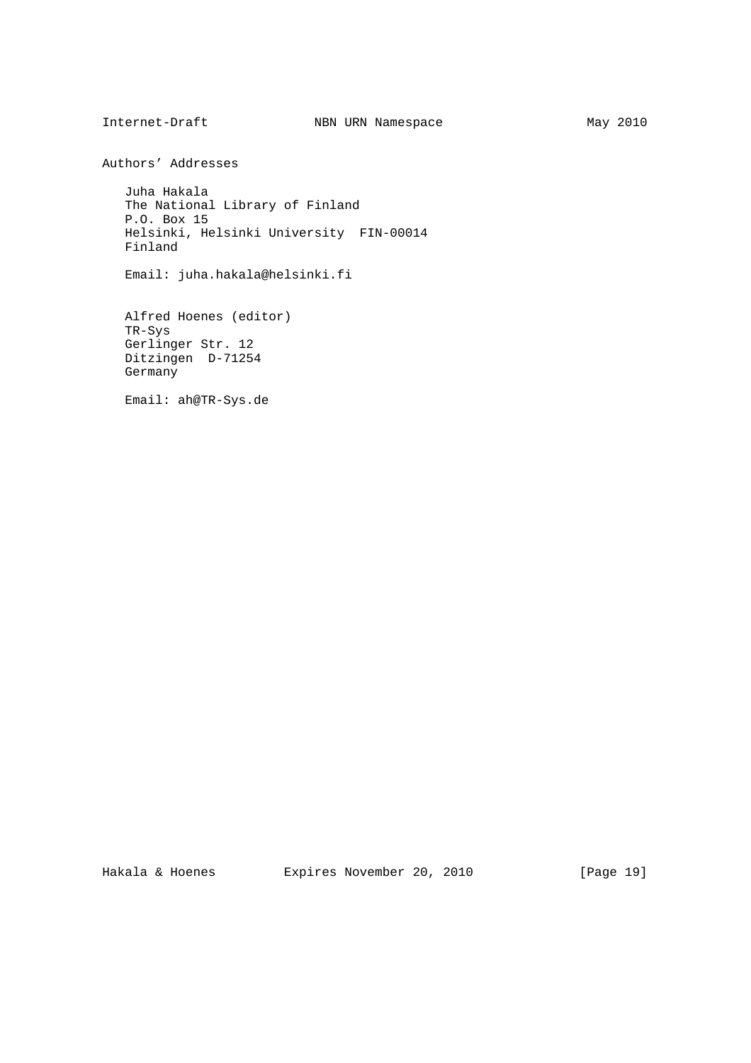## Authors' Addresses

Juha Hakala
The National Library of Finland
P.O. Box 15
Helsinki, Helsinki University  FIN-00014
Finland

Email: juha.hakala@helsinki.fi

Alfred Hoenes (editor)
TR-Sys
Gerlinger Str. 12
Ditzingen  D-71254
Germany

Email: ah@TR-Sys.de